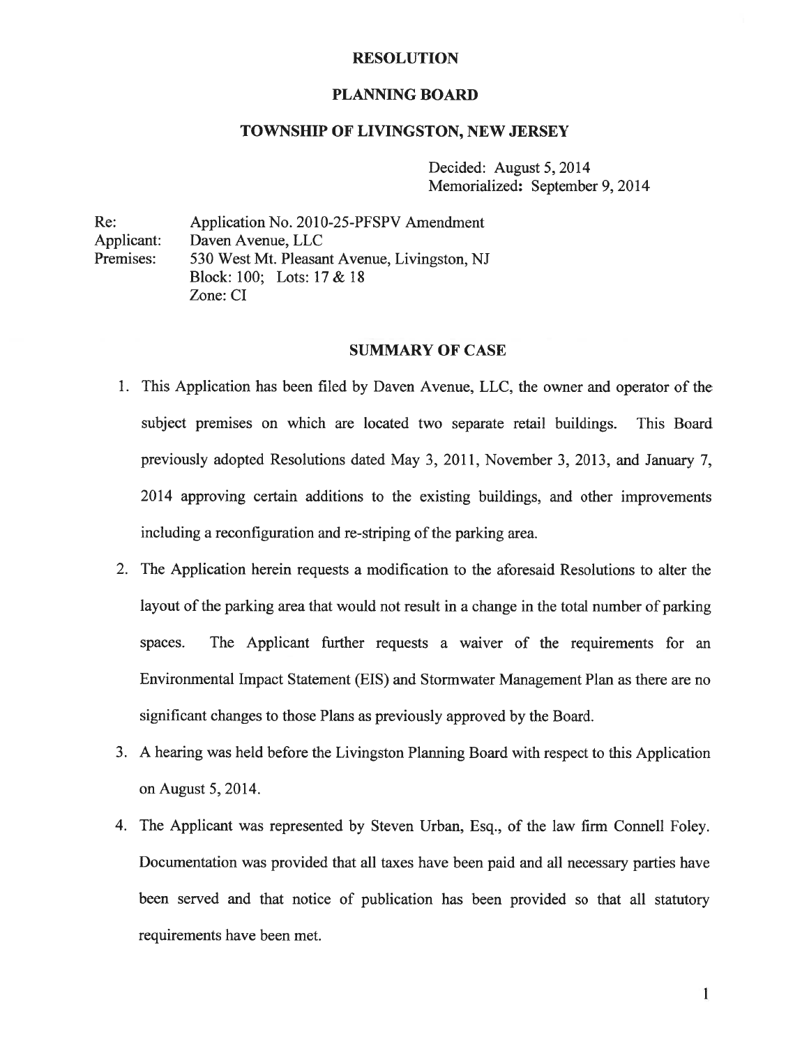# RESOLUTION

## PLANNING BOARD

## TOWNSHIP OF LIVINGSTON, NEW JERSEY

Decided: August 5, 2014
Memorialized: September 9, 2014

Re: Application No. 2010-25-PFSPV Amendment
Applicant: Daven Avenue, LLC
Premises: 530 West Mt. Pleasant Avenue, Livingston, NJ
Block: 100; Lots: 17 & 18
Zone: CI

## SUMMARY OF CASE

1. This Application has been filed by Daven Avenue, LLC, the owner and operator of the subject premises on which are located two separate retail buildings. This Board previously adopted Resolutions dated May 3, 2011, November 3, 2013, and January 7, 2014 approving certain additions to the existing buildings, and other improvements including a reconfiguration and re-striping of the parking area.
2. The Application herein requests a modification to the aforesaid Resolutions to alter the layout of the parking area that would not result in a change in the total number of parking spaces. The Applicant further requests a waiver of the requirements for an Environmental Impact Statement (EIS) and Stormwater Management Plan as there are no significant changes to those Plans as previously approved by the Board.
3. A hearing was held before the Livingston Planning Board with respect to this Application on August 5, 2014.
4. The Applicant was represented by Steven Urban, Esq., of the law firm Connell Foley. Documentation was provided that all taxes have been paid and all necessary parties have been served and that notice of publication has been provided so that all statutory requirements have been met.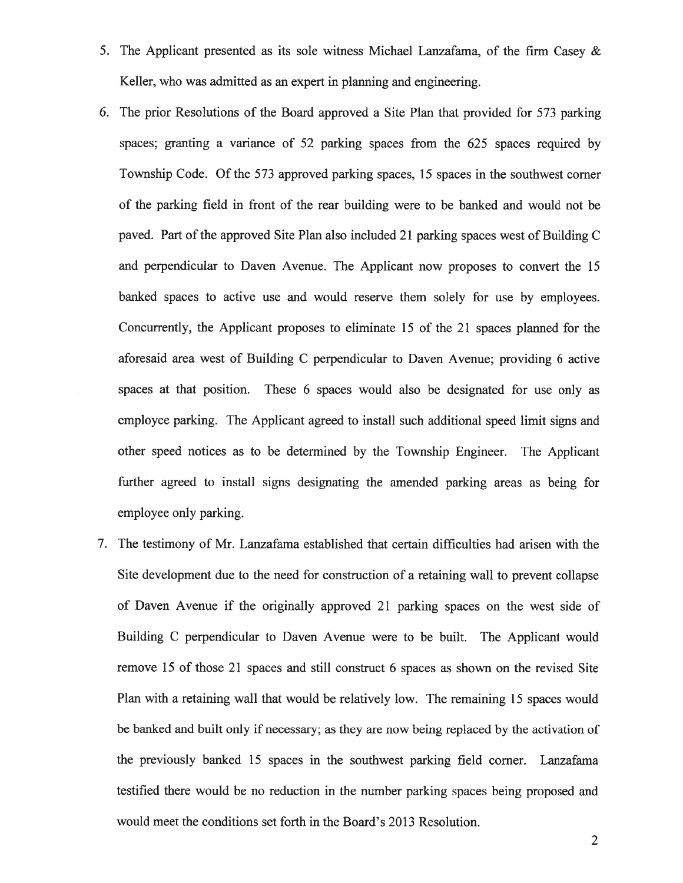5. The Applicant presented as its sole witness Michael Lanzafama, of the firm Casey & Keller, who was admitted as an expert in planning and engineering.

6. The prior Resolutions of the Board approved a Site Plan that provided for 573 parking spaces; granting a variance of 52 parking spaces from the 625 spaces required by Township Code. Of the 573 approved parking spaces, 15 spaces in the southwest corner of the parking field in front of the rear building were to be banked and would not be paved. Part of the approved Site Plan also included 21 parking spaces west of Building C and perpendicular to Daven Avenue. The Applicant now proposes to convert the 15 banked spaces to active use and would reserve them solely for use by employees. Concurrently, the Applicant proposes to eliminate 15 of the 21 spaces planned for the aforesaid area west of Building C perpendicular to Daven Avenue; providing 6 active spaces at that position. These 6 spaces would also be designated for use only as employee parking. The Applicant agreed to install such additional speed limit signs and other speed notices as to be determined by the Township Engineer. The Applicant further agreed to install signs designating the amended parking areas as being for employee only parking.

7. The testimony of Mr. Lanzafama established that certain difficulties had arisen with the Site development due to the need for construction of a retaining wall to prevent collapse of Daven Avenue if the originally approved 21 parking spaces on the west side of Building C perpendicular to Daven Avenue were to be built. The Applicant would remove 15 of those 21 spaces and still construct 6 spaces as shown on the revised Site Plan with a retaining wall that would be relatively low. The remaining 15 spaces would be banked and built only if necessary; as they are now being replaced by the activation of the previously banked 15 spaces in the southwest parking field corner. Lanzafama testified there would be no reduction in the number parking spaces being proposed and would meet the conditions set forth in the Board's 2013 Resolution.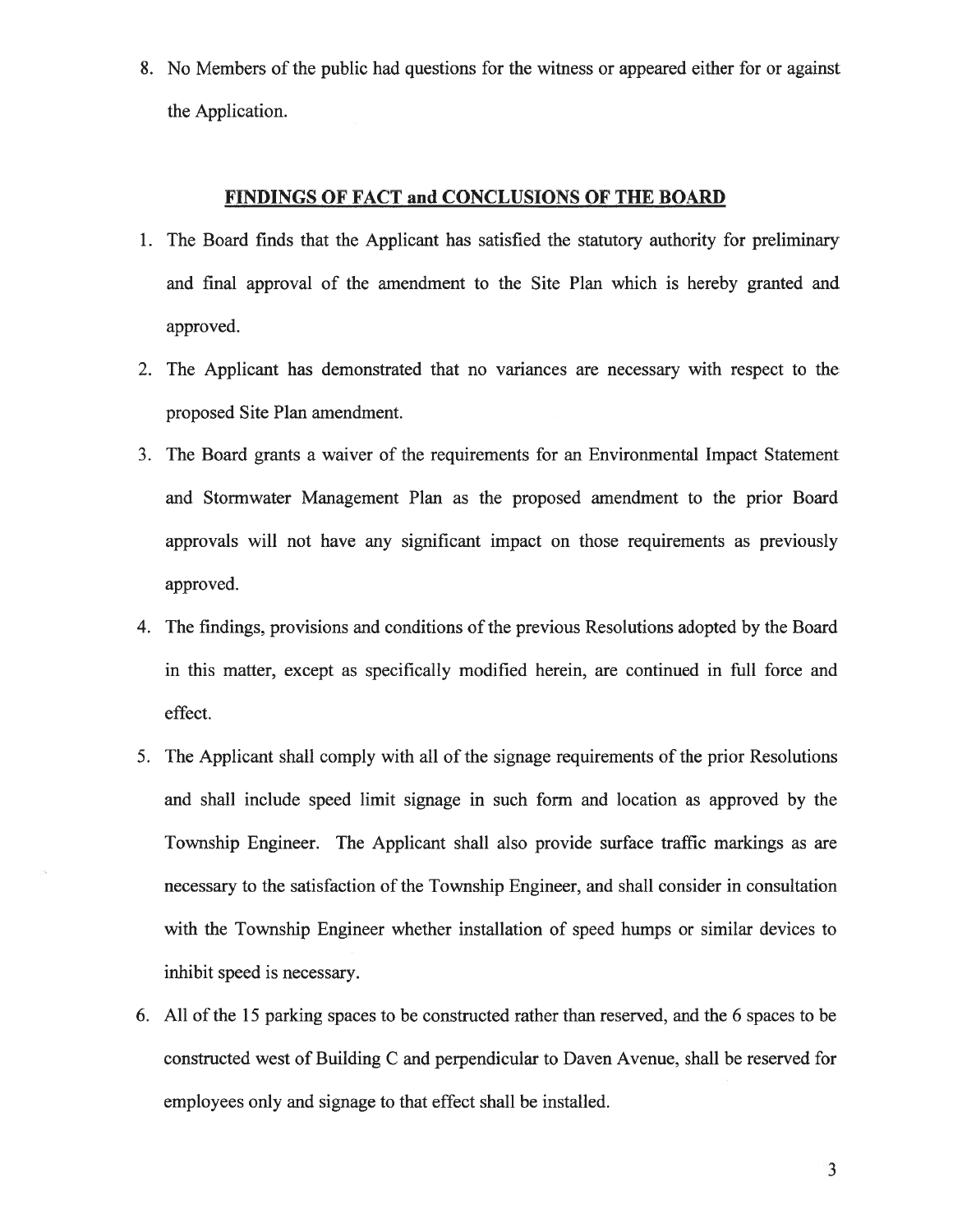8. No Members of the public had questions for the witness or appeared either for or against the Application.

## FINDINGS OF FACT and CONCLUSIONS OF THE BOARD

1. The Board finds that the Applicant has satisfied the statutory authority for preliminary and final approval of the amendment to the Site Plan which is hereby granted and approved.
2. The Applicant has demonstrated that no variances are necessary with respect to the proposed Site Plan amendment.
3. The Board grants a waiver of the requirements for an Environmental Impact Statement and Stormwater Management Plan as the proposed amendment to the prior Board approvals will not have any significant impact on those requirements as previously approved.
4. The findings, provisions and conditions of the previous Resolutions adopted by the Board in this matter, except as specifically modified herein, are continued in full force and effect.
5. The Applicant shall comply with all of the signage requirements of the prior Resolutions and shall include speed limit signage in such form and location as approved by the Township Engineer. The Applicant shall also provide surface traffic markings as are necessary to the satisfaction of the Township Engineer, and shall consider in consultation with the Township Engineer whether installation of speed humps or similar devices to inhibit speed is necessary.
6. All of the 15 parking spaces to be constructed rather than reserved, and the 6 spaces to be constructed west of Building C and perpendicular to Daven Avenue, shall be reserved for employees only and signage to that effect shall be installed.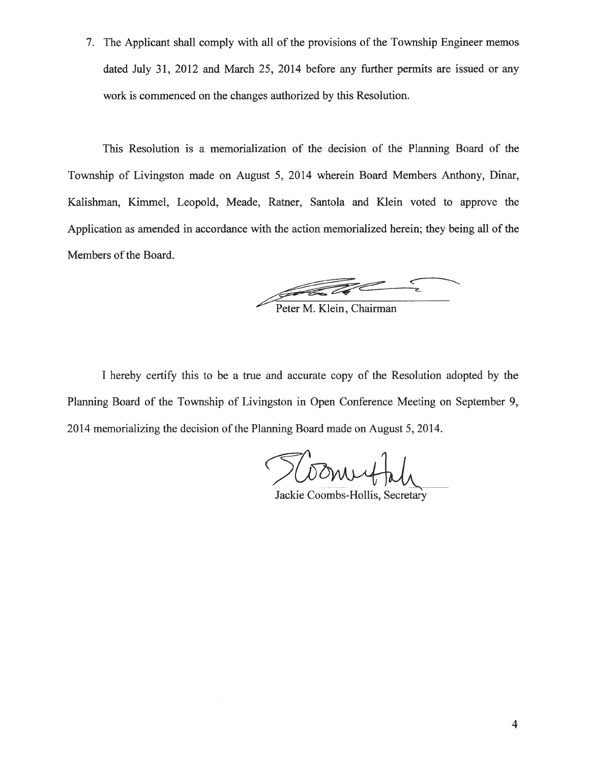7. The Applicant shall comply with all of the provisions of the Township Engineer memos dated July 31, 2012 and March 25, 2014 before any further permits are issued or any work is commenced on the changes authorized by this Resolution.

This Resolution is a memorialization of the decision of the Planning Board of the Township of Livingston made on August 5, 2014 wherein Board Members Anthony, Dinar, Kalishman, Kimmel, Leopold, Meade, Ratner, Santola and Klein voted to approve the Application as amended in accordance with the action memorialized herein; they being all of the Members of the Board.

Peter M. Klein, Chairman

I hereby certify this to be a true and accurate copy of the Resolution adopted by the Planning Board of the Township of Livingston in Open Conference Meeting on September 9, 2014 memorializing the decision of the Planning Board made on August 5, 2014.

Jackie Coombs-Hollis, Secretary